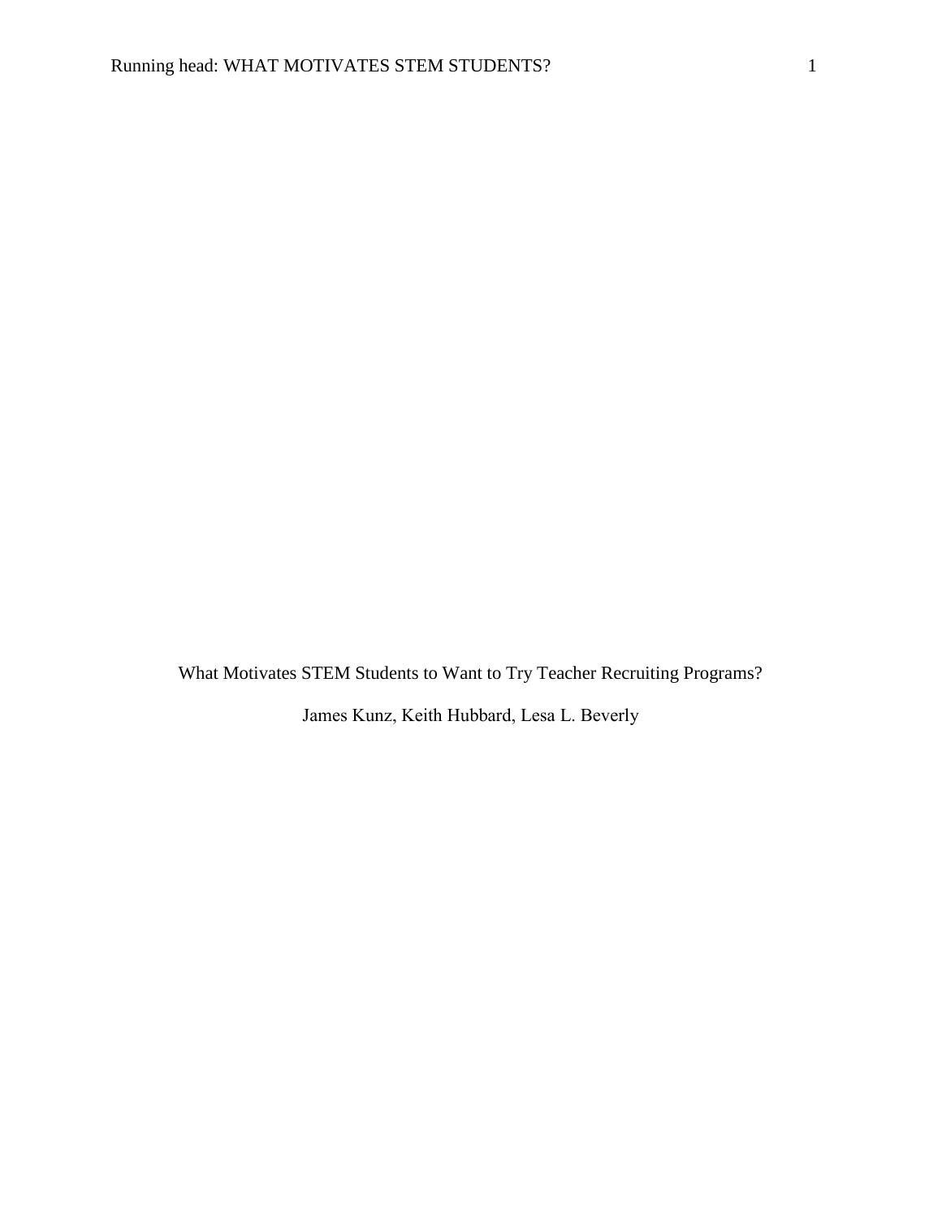# What Motivates STEM Students to Want to Try Teacher Recruiting Programs?

James Kunz, Keith Hubbard, Lesa L. Beverly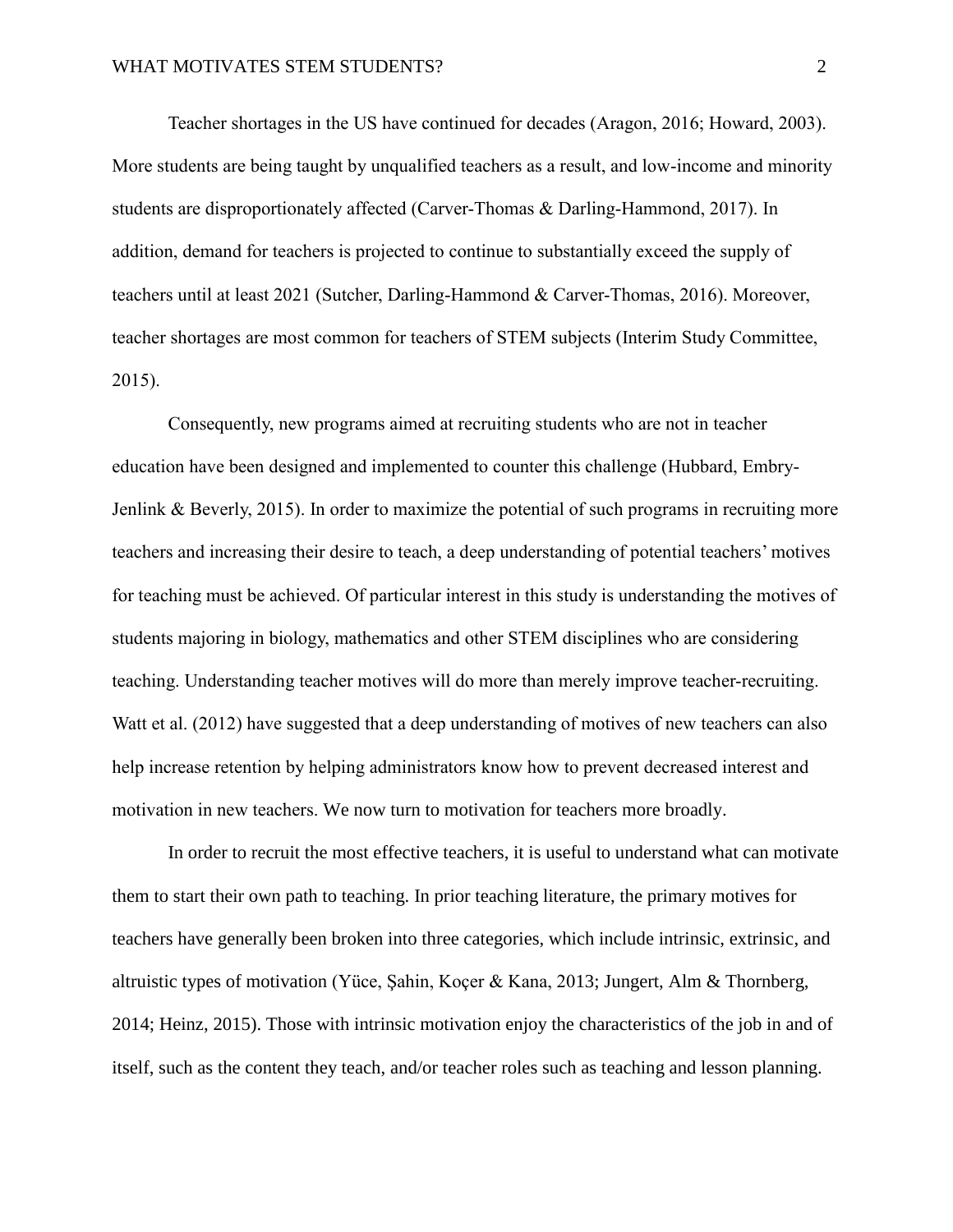Teacher shortages in the US have continued for decades (Aragon, 2016; Howard, 2003). More students are being taught by unqualified teachers as a result, and low-income and minority students are disproportionately affected (Carver-Thomas & Darling-Hammond, 2017). In addition, demand for teachers is projected to continue to substantially exceed the supply of teachers until at least 2021 (Sutcher, Darling-Hammond & Carver-Thomas, 2016). Moreover, teacher shortages are most common for teachers of STEM subjects (Interim Study Committee, 2015).

Consequently, new programs aimed at recruiting students who are not in teacher education have been designed and implemented to counter this challenge (Hubbard, Embry-Jenlink & Beverly, 2015). In order to maximize the potential of such programs in recruiting more teachers and increasing their desire to teach, a deep understanding of potential teachers' motives for teaching must be achieved. Of particular interest in this study is understanding the motives of students majoring in biology, mathematics and other STEM disciplines who are considering teaching. Understanding teacher motives will do more than merely improve teacher-recruiting. Watt et al. (2012) have suggested that a deep understanding of motives of new teachers can also help increase retention by helping administrators know how to prevent decreased interest and motivation in new teachers. We now turn to motivation for teachers more broadly.

In order to recruit the most effective teachers, it is useful to understand what can motivate them to start their own path to teaching. In prior teaching literature, the primary motives for teachers have generally been broken into three categories, which include intrinsic, extrinsic, and altruistic types of motivation (Yüce, Şahin, Koçer & Kana, 2013; Jungert, Alm & Thornberg, 2014; Heinz, 2015). Those with intrinsic motivation enjoy the characteristics of the job in and of itself, such as the content they teach, and/or teacher roles such as teaching and lesson planning.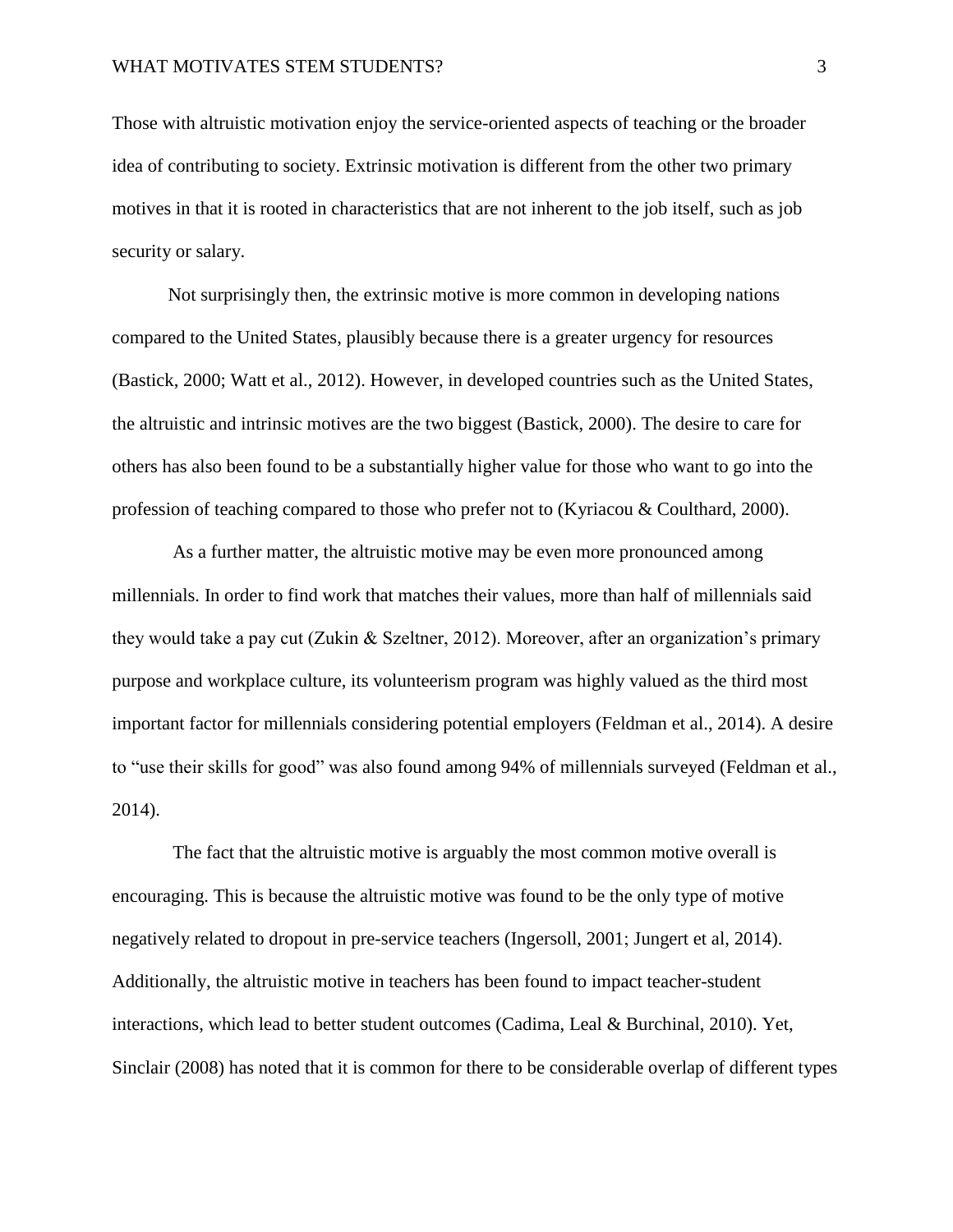Those with altruistic motivation enjoy the service-oriented aspects of teaching or the broader idea of contributing to society. Extrinsic motivation is different from the other two primary motives in that it is rooted in characteristics that are not inherent to the job itself, such as job security or salary.

Not surprisingly then, the extrinsic motive is more common in developing nations compared to the United States, plausibly because there is a greater urgency for resources (Bastick, 2000; Watt et al., 2012). However, in developed countries such as the United States, the altruistic and intrinsic motives are the two biggest (Bastick, 2000). The desire to care for others has also been found to be a substantially higher value for those who want to go into the profession of teaching compared to those who prefer not to (Kyriacou & Coulthard, 2000).

As a further matter, the altruistic motive may be even more pronounced among millennials. In order to find work that matches their values, more than half of millennials said they would take a pay cut (Zukin & Szeltner, 2012). Moreover, after an organization's primary purpose and workplace culture, its volunteerism program was highly valued as the third most important factor for millennials considering potential employers (Feldman et al., 2014). A desire to "use their skills for good" was also found among 94% of millennials surveyed (Feldman et al., 2014).

The fact that the altruistic motive is arguably the most common motive overall is encouraging. This is because the altruistic motive was found to be the only type of motive negatively related to dropout in pre-service teachers (Ingersoll, 2001; Jungert et al, 2014). Additionally, the altruistic motive in teachers has been found to impact teacher-student interactions, which lead to better student outcomes (Cadima, Leal & Burchinal, 2010). Yet, Sinclair (2008) has noted that it is common for there to be considerable overlap of different types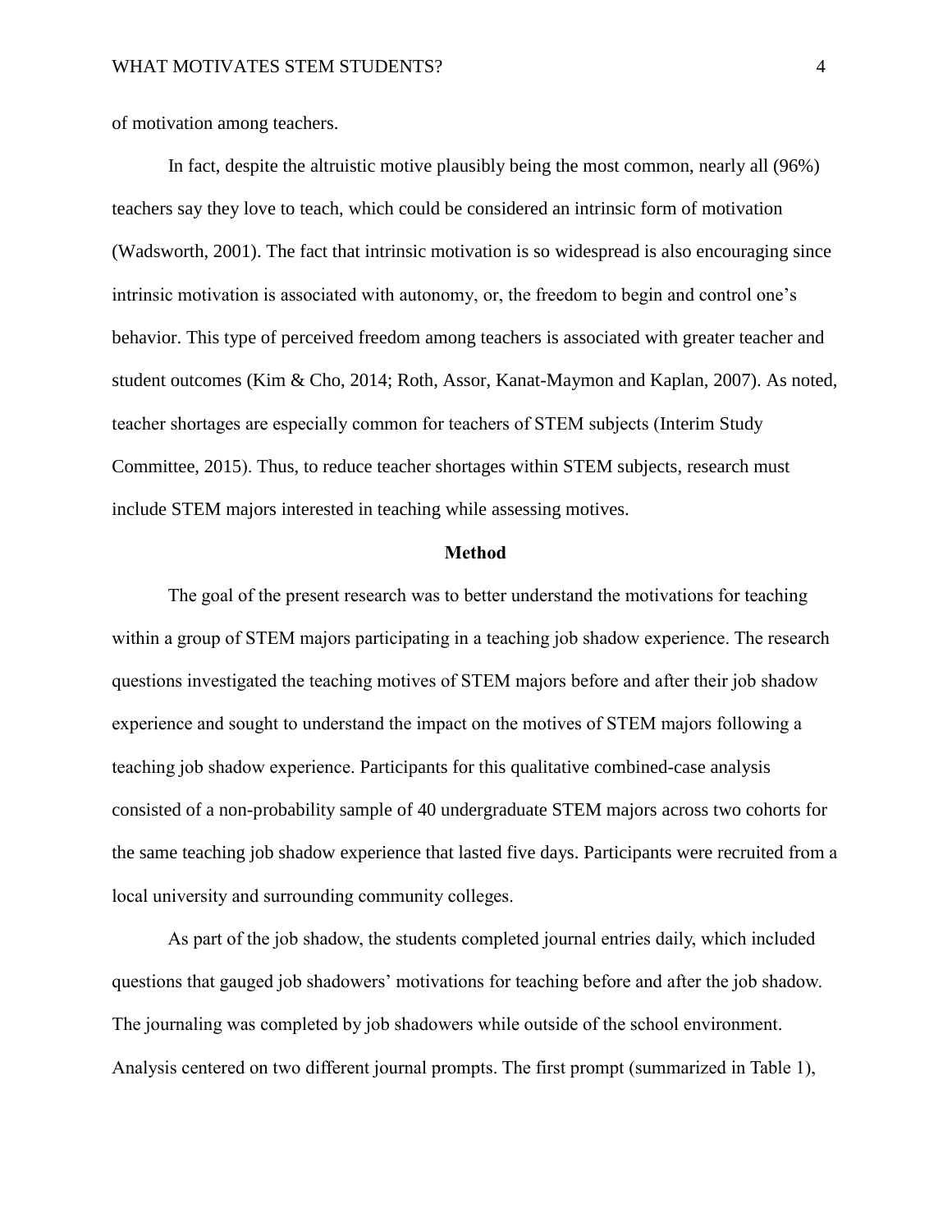of motivation among teachers.

In fact, despite the altruistic motive plausibly being the most common, nearly all (96%) teachers say they love to teach, which could be considered an intrinsic form of motivation (Wadsworth, 2001). The fact that intrinsic motivation is so widespread is also encouraging since intrinsic motivation is associated with autonomy, or, the freedom to begin and control one's behavior. This type of perceived freedom among teachers is associated with greater teacher and student outcomes (Kim & Cho, 2014; Roth, Assor, Kanat-Maymon and Kaplan, 2007). As noted, teacher shortages are especially common for teachers of STEM subjects (Interim Study Committee, 2015). Thus, to reduce teacher shortages within STEM subjects, research must include STEM majors interested in teaching while assessing motives.

## Method

The goal of the present research was to better understand the motivations for teaching within a group of STEM majors participating in a teaching job shadow experience. The research questions investigated the teaching motives of STEM majors before and after their job shadow experience and sought to understand the impact on the motives of STEM majors following a teaching job shadow experience. Participants for this qualitative combined-case analysis consisted of a non-probability sample of 40 undergraduate STEM majors across two cohorts for the same teaching job shadow experience that lasted five days. Participants were recruited from a local university and surrounding community colleges.

As part of the job shadow, the students completed journal entries daily, which included questions that gauged job shadowers' motivations for teaching before and after the job shadow. The journaling was completed by job shadowers while outside of the school environment. Analysis centered on two different journal prompts. The first prompt (summarized in Table 1),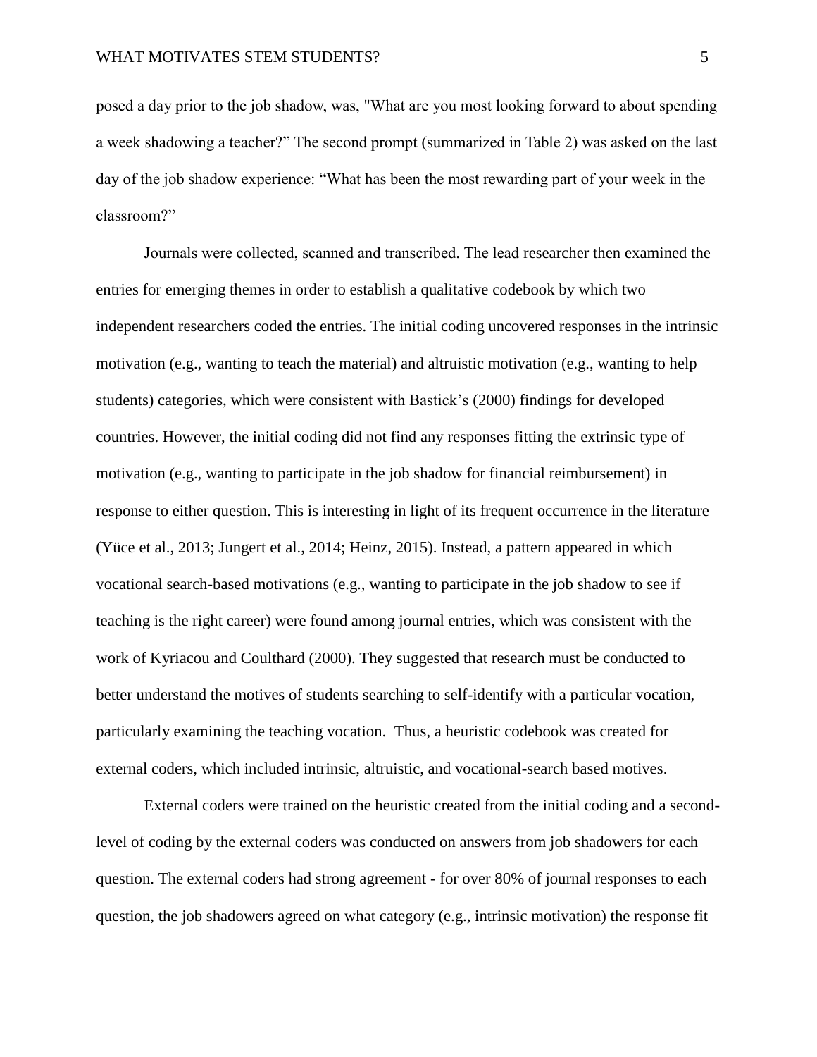posed a day prior to the job shadow, was, "What are you most looking forward to about spending a week shadowing a teacher?" The second prompt (summarized in Table 2) was asked on the last day of the job shadow experience: "What has been the most rewarding part of your week in the classroom?"

Journals were collected, scanned and transcribed. The lead researcher then examined the entries for emerging themes in order to establish a qualitative codebook by which two independent researchers coded the entries. The initial coding uncovered responses in the intrinsic motivation (e.g., wanting to teach the material) and altruistic motivation (e.g., wanting to help students) categories, which were consistent with Bastick's (2000) findings for developed countries. However, the initial coding did not find any responses fitting the extrinsic type of motivation (e.g., wanting to participate in the job shadow for financial reimbursement) in response to either question. This is interesting in light of its frequent occurrence in the literature (Yüce et al., 2013; Jungert et al., 2014; Heinz, 2015). Instead, a pattern appeared in which vocational search-based motivations (e.g., wanting to participate in the job shadow to see if teaching is the right career) were found among journal entries, which was consistent with the work of Kyriacou and Coulthard (2000). They suggested that research must be conducted to better understand the motives of students searching to self-identify with a particular vocation, particularly examining the teaching vocation. Thus, a heuristic codebook was created for external coders, which included intrinsic, altruistic, and vocational-search based motives.

External coders were trained on the heuristic created from the initial coding and a second-level of coding by the external coders was conducted on answers from job shadowers for each question. The external coders had strong agreement - for over 80% of journal responses to each question, the job shadowers agreed on what category (e.g., intrinsic motivation) the response fit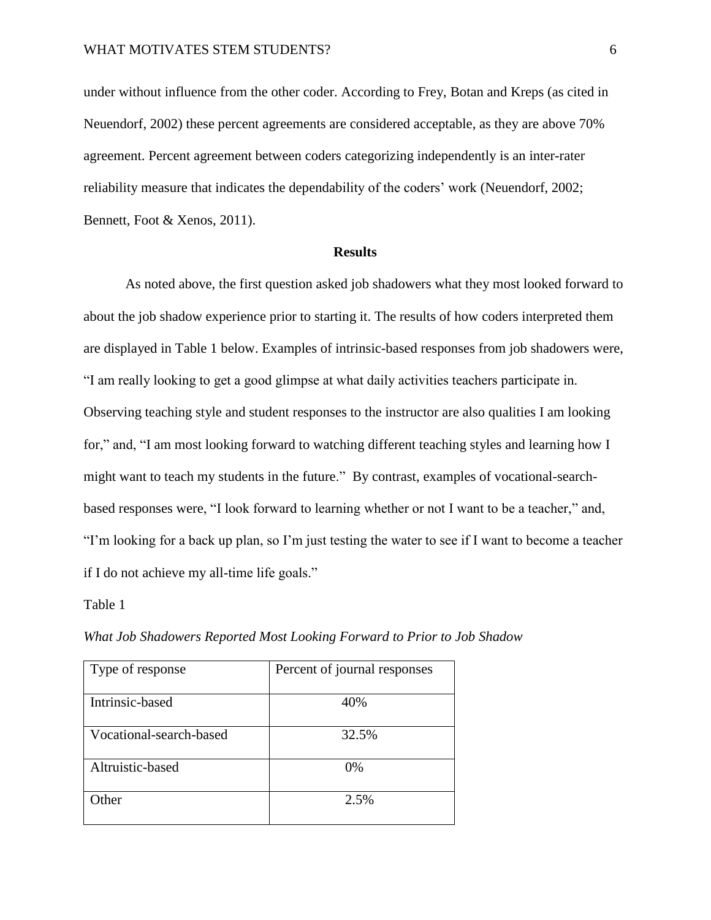under without influence from the other coder. According to Frey, Botan and Kreps (as cited in Neuendorf, 2002) these percent agreements are considered acceptable, as they are above 70% agreement. Percent agreement between coders categorizing independently is an inter-rater reliability measure that indicates the dependability of the coders' work (Neuendorf, 2002; Bennett, Foot & Xenos, 2011).

## Results

As noted above, the first question asked job shadowers what they most looked forward to about the job shadow experience prior to starting it. The results of how coders interpreted them are displayed in Table 1 below. Examples of intrinsic-based responses from job shadowers were, "I am really looking to get a good glimpse at what daily activities teachers participate in. Observing teaching style and student responses to the instructor are also qualities I am looking for," and, "I am most looking forward to watching different teaching styles and learning how I might want to teach my students in the future." By contrast, examples of vocational-search-based responses were, "I look forward to learning whether or not I want to be a teacher," and, "I'm looking for a back up plan, so I'm just testing the water to see if I want to become a teacher if I do not achieve my all-time life goals."

Table 1

*What Job Shadowers Reported Most Looking Forward to Prior to Job Shadow*

| Type of response | Percent of journal responses |
|---|---|
| Intrinsic-based | 40% |
| Vocational-search-based | 32.5% |
| Altruistic-based | 0% |
| Other | 2.5% |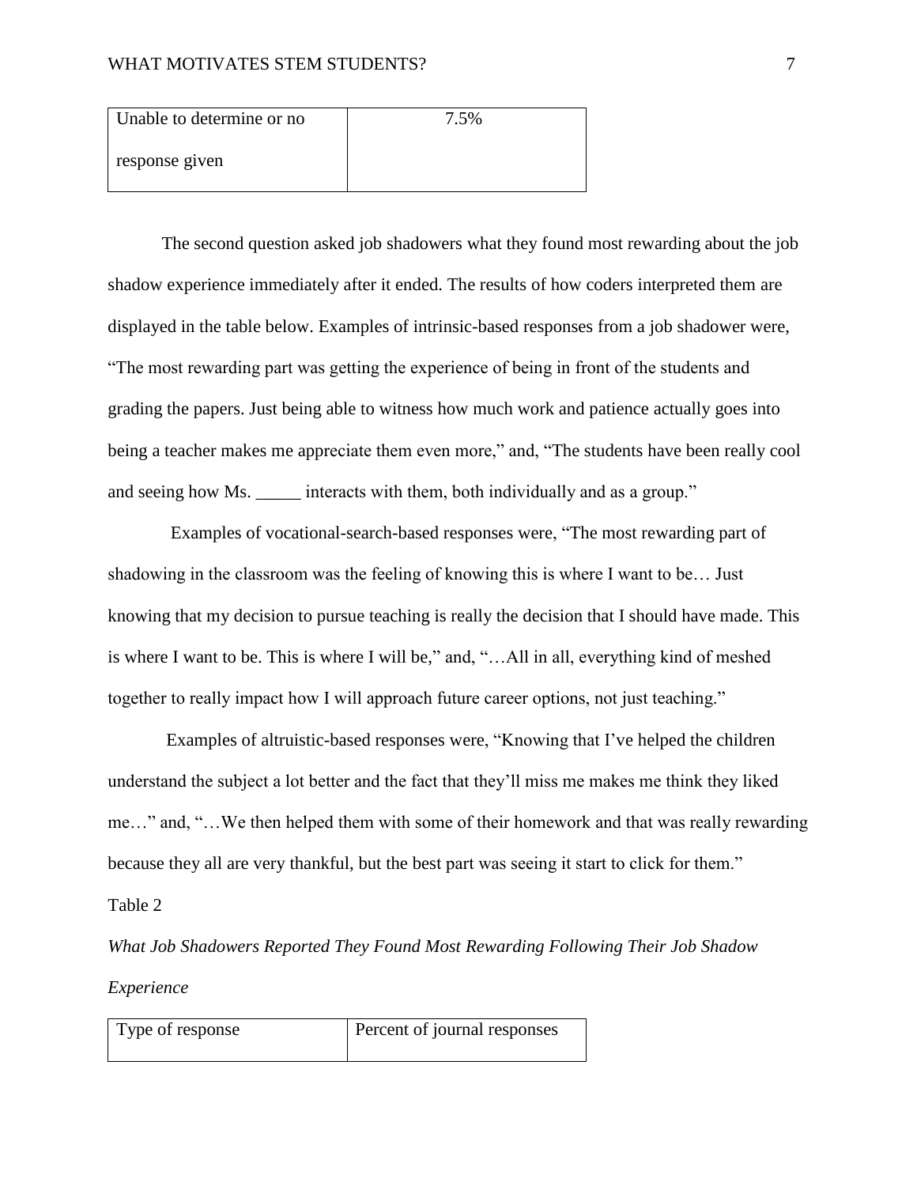| Unable to determine or no response given | 7.5% |
|---|---|

The second question asked job shadowers what they found most rewarding about the job shadow experience immediately after it ended. The results of how coders interpreted them are displayed in the table below. Examples of intrinsic-based responses from a job shadower were, "The most rewarding part was getting the experience of being in front of the students and grading the papers. Just being able to witness how much work and patience actually goes into being a teacher makes me appreciate them even more," and, "The students have been really cool and seeing how Ms. _____ interacts with them, both individually and as a group."

Examples of vocational-search-based responses were, "The most rewarding part of shadowing in the classroom was the feeling of knowing this is where I want to be… Just knowing that my decision to pursue teaching is really the decision that I should have made. This is where I want to be. This is where I will be," and, "…All in all, everything kind of meshed together to really impact how I will approach future career options, not just teaching."

Examples of altruistic-based responses were, "Knowing that I've helped the children understand the subject a lot better and the fact that they'll miss me makes me think they liked me…" and, "…We then helped them with some of their homework and that was really rewarding because they all are very thankful, but the best part was seeing it start to click for them."

Table 2

*What Job Shadowers Reported They Found Most Rewarding Following Their Job Shadow Experience*

| Type of response | Percent of journal responses |
|---|---|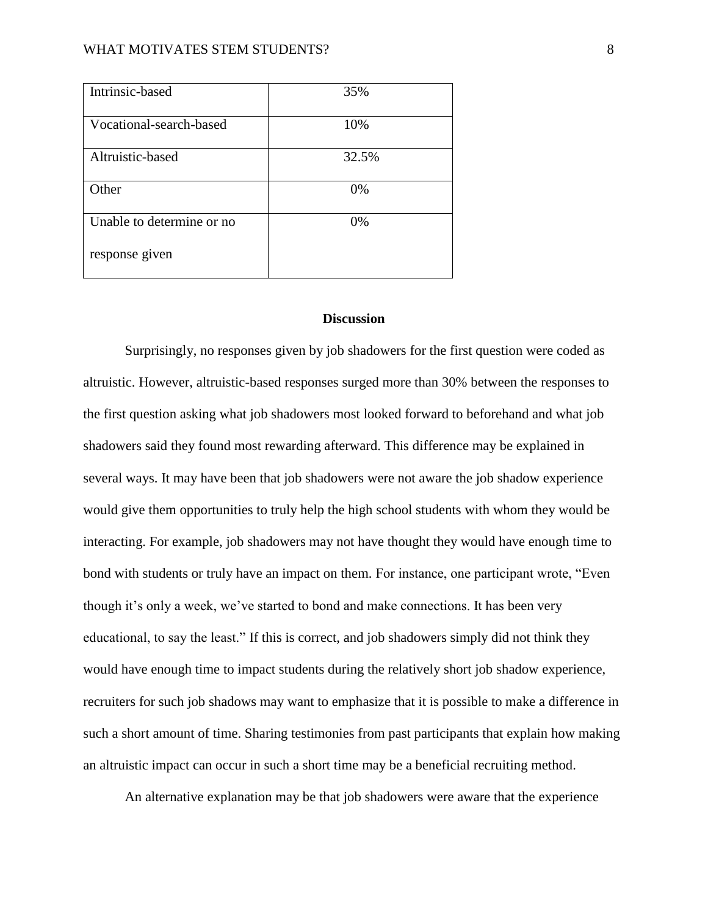| Intrinsic-based | 35% |
|---|---|
| Vocational-search-based | 10% |
| Altruistic-based | 32.5% |
| Other | 0% |
| Unable to determine or no response given | 0% |

## Discussion

Surprisingly, no responses given by job shadowers for the first question were coded as altruistic. However, altruistic-based responses surged more than 30% between the responses to the first question asking what job shadowers most looked forward to beforehand and what job shadowers said they found most rewarding afterward. This difference may be explained in several ways. It may have been that job shadowers were not aware the job shadow experience would give them opportunities to truly help the high school students with whom they would be interacting. For example, job shadowers may not have thought they would have enough time to bond with students or truly have an impact on them. For instance, one participant wrote, "Even though it's only a week, we've started to bond and make connections. It has been very educational, to say the least." If this is correct, and job shadowers simply did not think they would have enough time to impact students during the relatively short job shadow experience, recruiters for such job shadows may want to emphasize that it is possible to make a difference in such a short amount of time. Sharing testimonies from past participants that explain how making an altruistic impact can occur in such a short time may be a beneficial recruiting method.

An alternative explanation may be that job shadowers were aware that the experience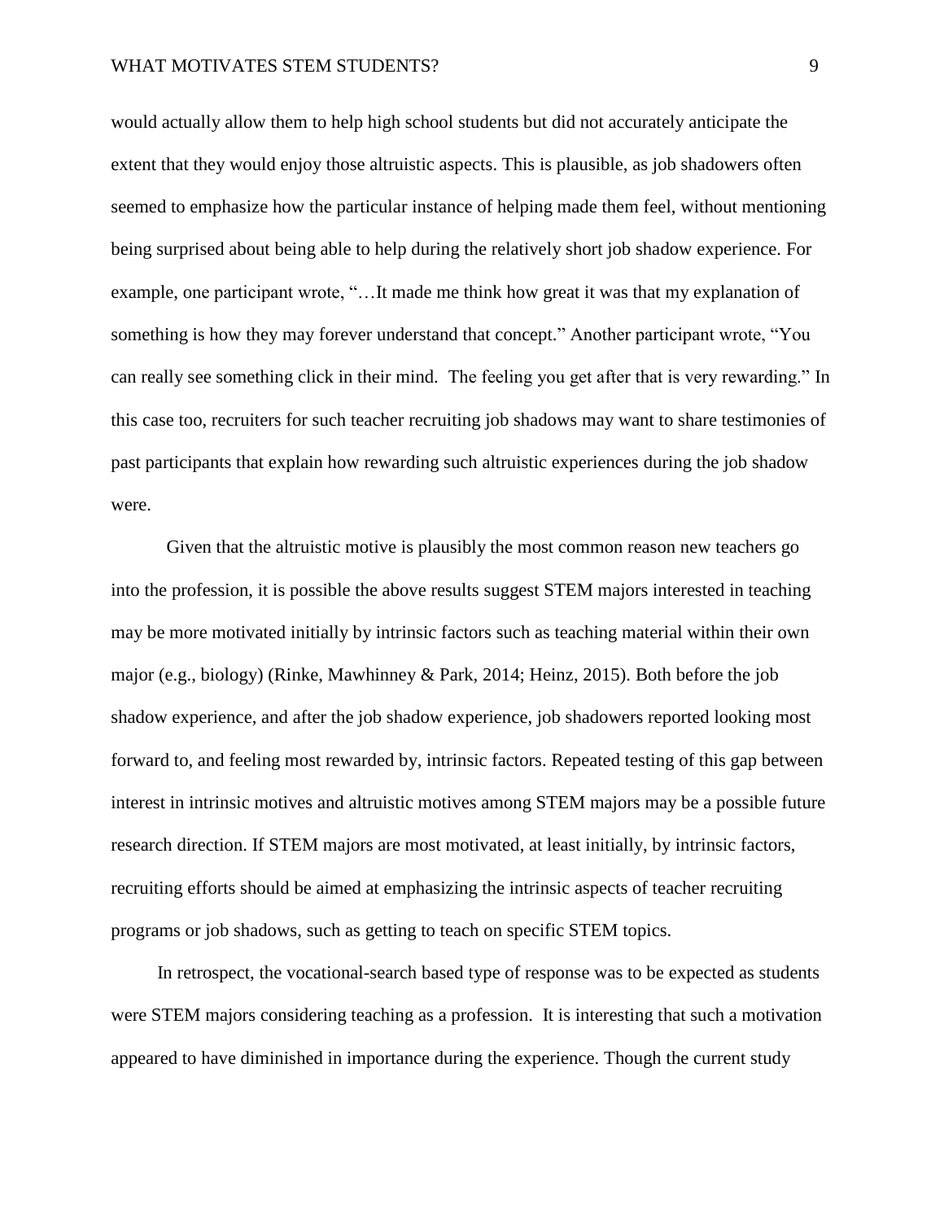would actually allow them to help high school students but did not accurately anticipate the extent that they would enjoy those altruistic aspects. This is plausible, as job shadowers often seemed to emphasize how the particular instance of helping made them feel, without mentioning being surprised about being able to help during the relatively short job shadow experience. For example, one participant wrote, "…It made me think how great it was that my explanation of something is how they may forever understand that concept." Another participant wrote, "You can really see something click in their mind. The feeling you get after that is very rewarding." In this case too, recruiters for such teacher recruiting job shadows may want to share testimonies of past participants that explain how rewarding such altruistic experiences during the job shadow were.

Given that the altruistic motive is plausibly the most common reason new teachers go into the profession, it is possible the above results suggest STEM majors interested in teaching may be more motivated initially by intrinsic factors such as teaching material within their own major (e.g., biology) (Rinke, Mawhinney & Park, 2014; Heinz, 2015). Both before the job shadow experience, and after the job shadow experience, job shadowers reported looking most forward to, and feeling most rewarded by, intrinsic factors. Repeated testing of this gap between interest in intrinsic motives and altruistic motives among STEM majors may be a possible future research direction. If STEM majors are most motivated, at least initially, by intrinsic factors, recruiting efforts should be aimed at emphasizing the intrinsic aspects of teacher recruiting programs or job shadows, such as getting to teach on specific STEM topics.

In retrospect, the vocational-search based type of response was to be expected as students were STEM majors considering teaching as a profession. It is interesting that such a motivation appeared to have diminished in importance during the experience. Though the current study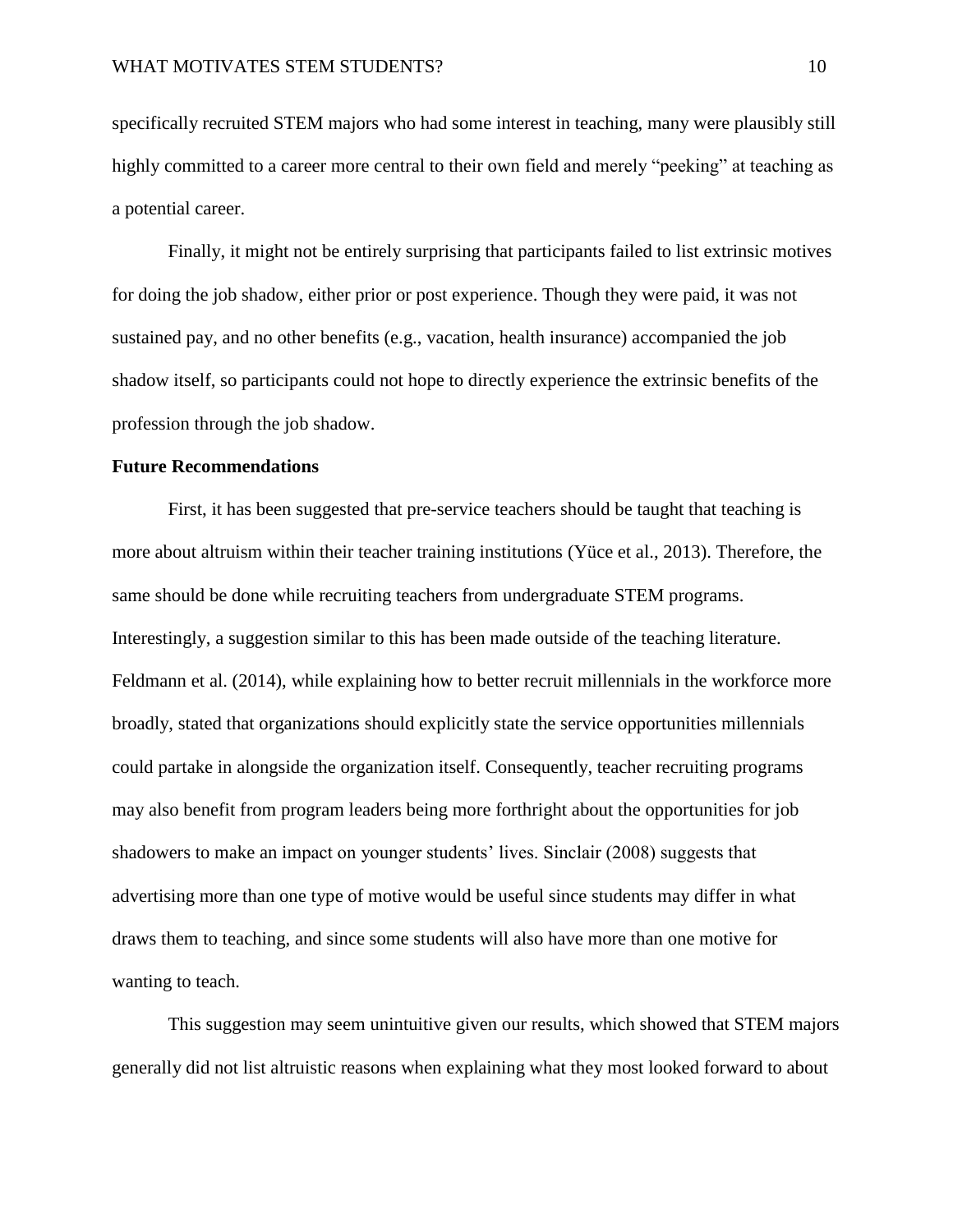specifically recruited STEM majors who had some interest in teaching, many were plausibly still highly committed to a career more central to their own field and merely "peeking" at teaching as a potential career.

Finally, it might not be entirely surprising that participants failed to list extrinsic motives for doing the job shadow, either prior or post experience. Though they were paid, it was not sustained pay, and no other benefits (e.g., vacation, health insurance) accompanied the job shadow itself, so participants could not hope to directly experience the extrinsic benefits of the profession through the job shadow.

## Future Recommendations

First, it has been suggested that pre-service teachers should be taught that teaching is more about altruism within their teacher training institutions (Yüce et al., 2013). Therefore, the same should be done while recruiting teachers from undergraduate STEM programs. Interestingly, a suggestion similar to this has been made outside of the teaching literature. Feldmann et al. (2014), while explaining how to better recruit millennials in the workforce more broadly, stated that organizations should explicitly state the service opportunities millennials could partake in alongside the organization itself. Consequently, teacher recruiting programs may also benefit from program leaders being more forthright about the opportunities for job shadowers to make an impact on younger students' lives. Sinclair (2008) suggests that advertising more than one type of motive would be useful since students may differ in what draws them to teaching, and since some students will also have more than one motive for wanting to teach.

This suggestion may seem unintuitive given our results, which showed that STEM majors generally did not list altruistic reasons when explaining what they most looked forward to about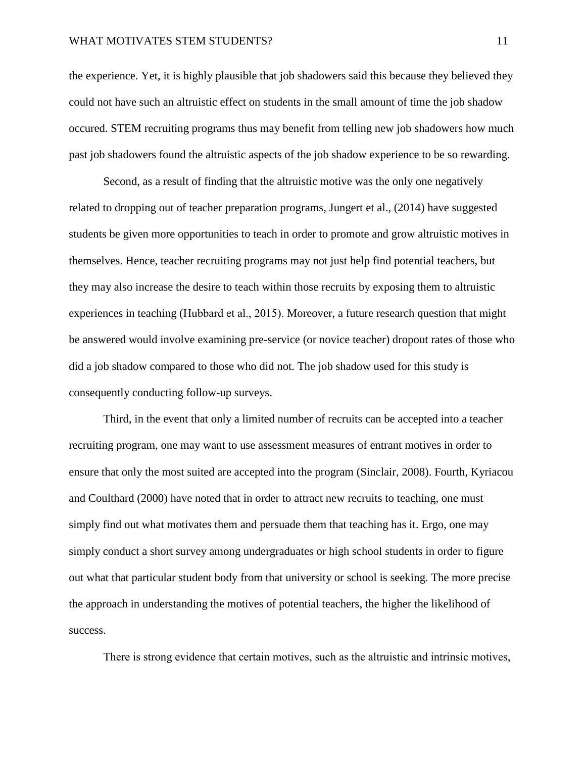the experience. Yet, it is highly plausible that job shadowers said this because they believed they could not have such an altruistic effect on students in the small amount of time the job shadow occured. STEM recruiting programs thus may benefit from telling new job shadowers how much past job shadowers found the altruistic aspects of the job shadow experience to be so rewarding.

Second, as a result of finding that the altruistic motive was the only one negatively related to dropping out of teacher preparation programs, Jungert et al., (2014) have suggested students be given more opportunities to teach in order to promote and grow altruistic motives in themselves. Hence, teacher recruiting programs may not just help find potential teachers, but they may also increase the desire to teach within those recruits by exposing them to altruistic experiences in teaching (Hubbard et al., 2015). Moreover, a future research question that might be answered would involve examining pre-service (or novice teacher) dropout rates of those who did a job shadow compared to those who did not. The job shadow used for this study is consequently conducting follow-up surveys.

Third, in the event that only a limited number of recruits can be accepted into a teacher recruiting program, one may want to use assessment measures of entrant motives in order to ensure that only the most suited are accepted into the program (Sinclair, 2008). Fourth, Kyriacou and Coulthard (2000) have noted that in order to attract new recruits to teaching, one must simply find out what motivates them and persuade them that teaching has it. Ergo, one may simply conduct a short survey among undergraduates or high school students in order to figure out what that particular student body from that university or school is seeking. The more precise the approach in understanding the motives of potential teachers, the higher the likelihood of success.

There is strong evidence that certain motives, such as the altruistic and intrinsic motives,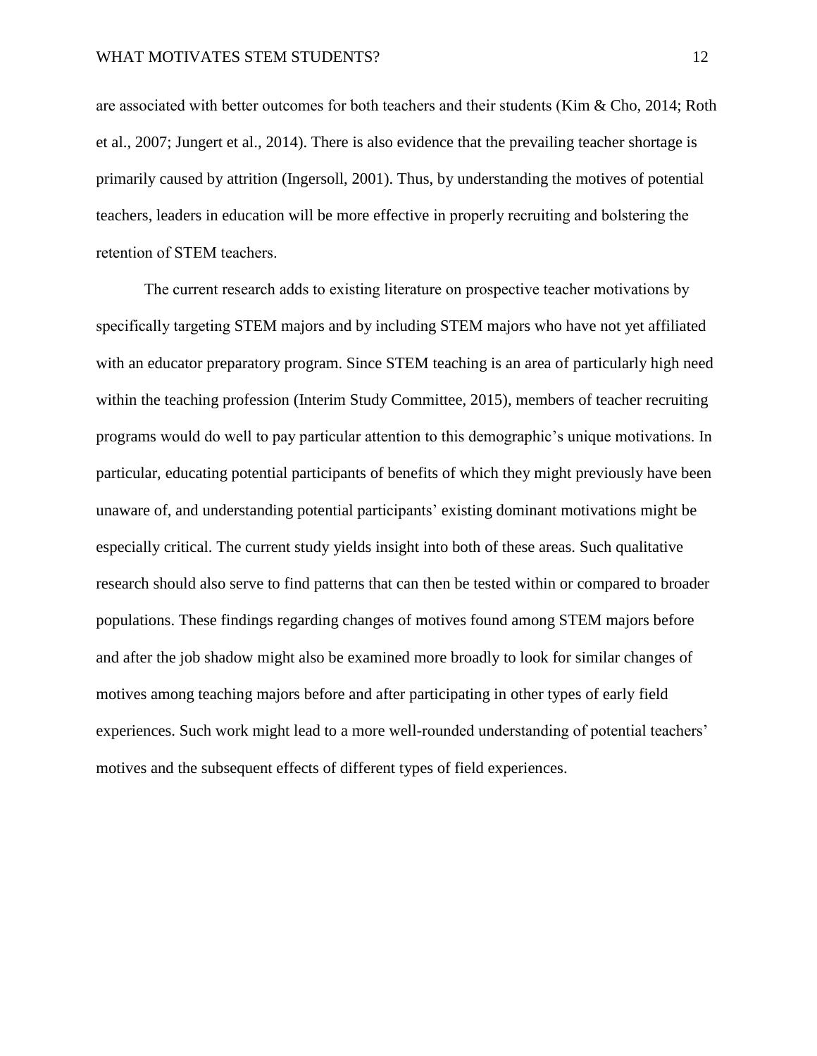are associated with better outcomes for both teachers and their students (Kim & Cho, 2014; Roth et al., 2007; Jungert et al., 2014). There is also evidence that the prevailing teacher shortage is primarily caused by attrition (Ingersoll, 2001). Thus, by understanding the motives of potential teachers, leaders in education will be more effective in properly recruiting and bolstering the retention of STEM teachers.

The current research adds to existing literature on prospective teacher motivations by specifically targeting STEM majors and by including STEM majors who have not yet affiliated with an educator preparatory program. Since STEM teaching is an area of particularly high need within the teaching profession (Interim Study Committee, 2015), members of teacher recruiting programs would do well to pay particular attention to this demographic's unique motivations. In particular, educating potential participants of benefits of which they might previously have been unaware of, and understanding potential participants' existing dominant motivations might be especially critical. The current study yields insight into both of these areas. Such qualitative research should also serve to find patterns that can then be tested within or compared to broader populations. These findings regarding changes of motives found among STEM majors before and after the job shadow might also be examined more broadly to look for similar changes of motives among teaching majors before and after participating in other types of early field experiences. Such work might lead to a more well-rounded understanding of potential teachers' motives and the subsequent effects of different types of field experiences.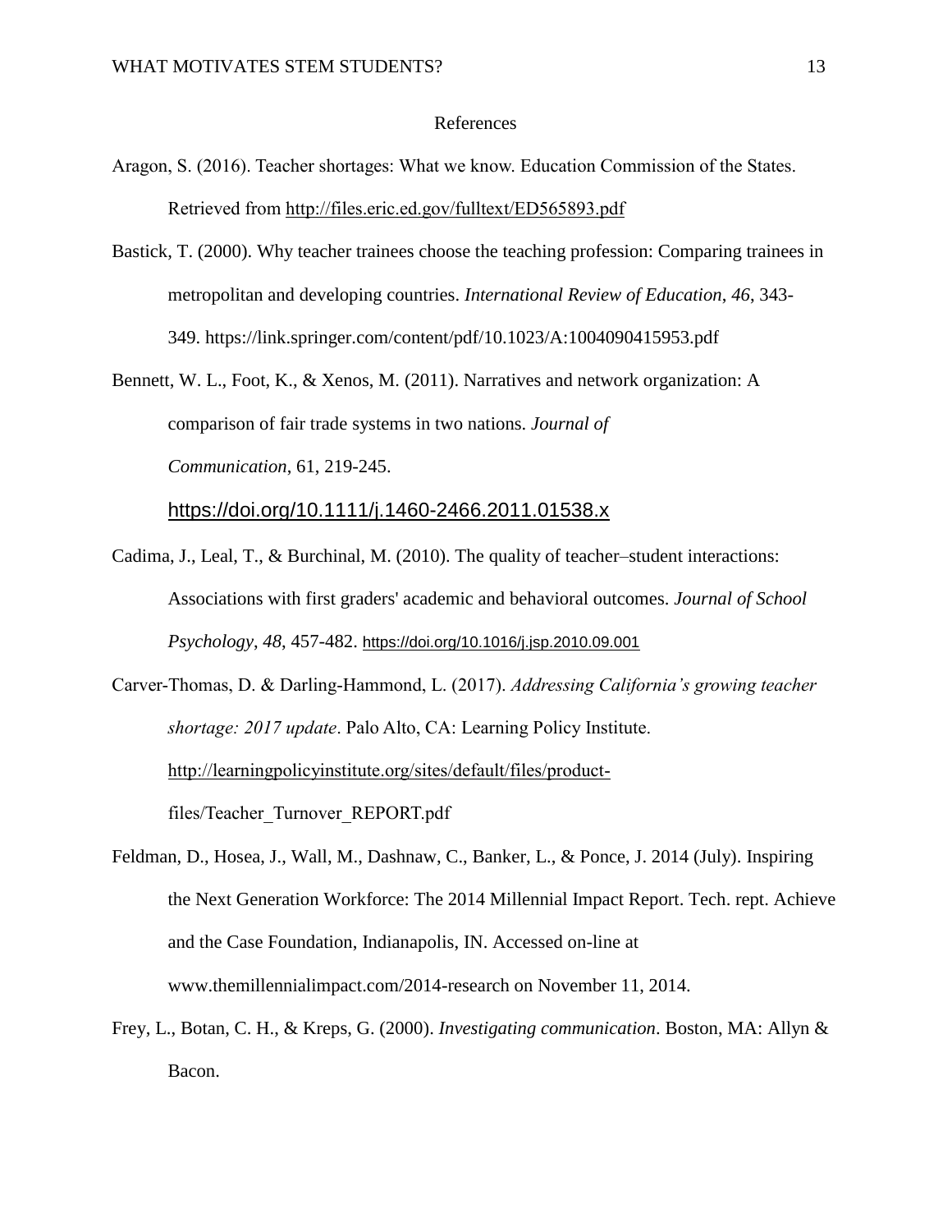# References

Aragon, S. (2016). Teacher shortages: What we know. Education Commission of the States. Retrieved from http://files.eric.ed.gov/fulltext/ED565893.pdf

Bastick, T. (2000). Why teacher trainees choose the teaching profession: Comparing trainees in metropolitan and developing countries. *International Review of Education*, *46*, 343-349. https://link.springer.com/content/pdf/10.1023/A:1004090415953.pdf

Bennett, W. L., Foot, K., & Xenos, M. (2011). Narratives and network organization: A comparison of fair trade systems in two nations. *Journal of Communication*, 61, 219-245. https://doi.org/10.1111/j.1460-2466.2011.01538.x

Cadima, J., Leal, T., & Burchinal, M. (2010). The quality of teacher–student interactions: Associations with first graders' academic and behavioral outcomes. *Journal of School Psychology*, *48*, 457-482. https://doi.org/10.1016/j.jsp.2010.09.001

Carver-Thomas, D. & Darling-Hammond, L. (2017). *Addressing California's growing teacher shortage: 2017 update*. Palo Alto, CA: Learning Policy Institute. http://learningpolicyinstitute.org/sites/default/files/product-files/Teacher_Turnover_REPORT.pdf

Feldman, D., Hosea, J., Wall, M., Dashnaw, C., Banker, L., & Ponce, J. 2014 (July). Inspiring the Next Generation Workforce: The 2014 Millennial Impact Report. Tech. rept. Achieve and the Case Foundation, Indianapolis, IN. Accessed on-line at www.themillennialimpact.com/2014-research on November 11, 2014.

Frey, L., Botan, C. H., & Kreps, G. (2000). *Investigating communication*. Boston, MA: Allyn & Bacon.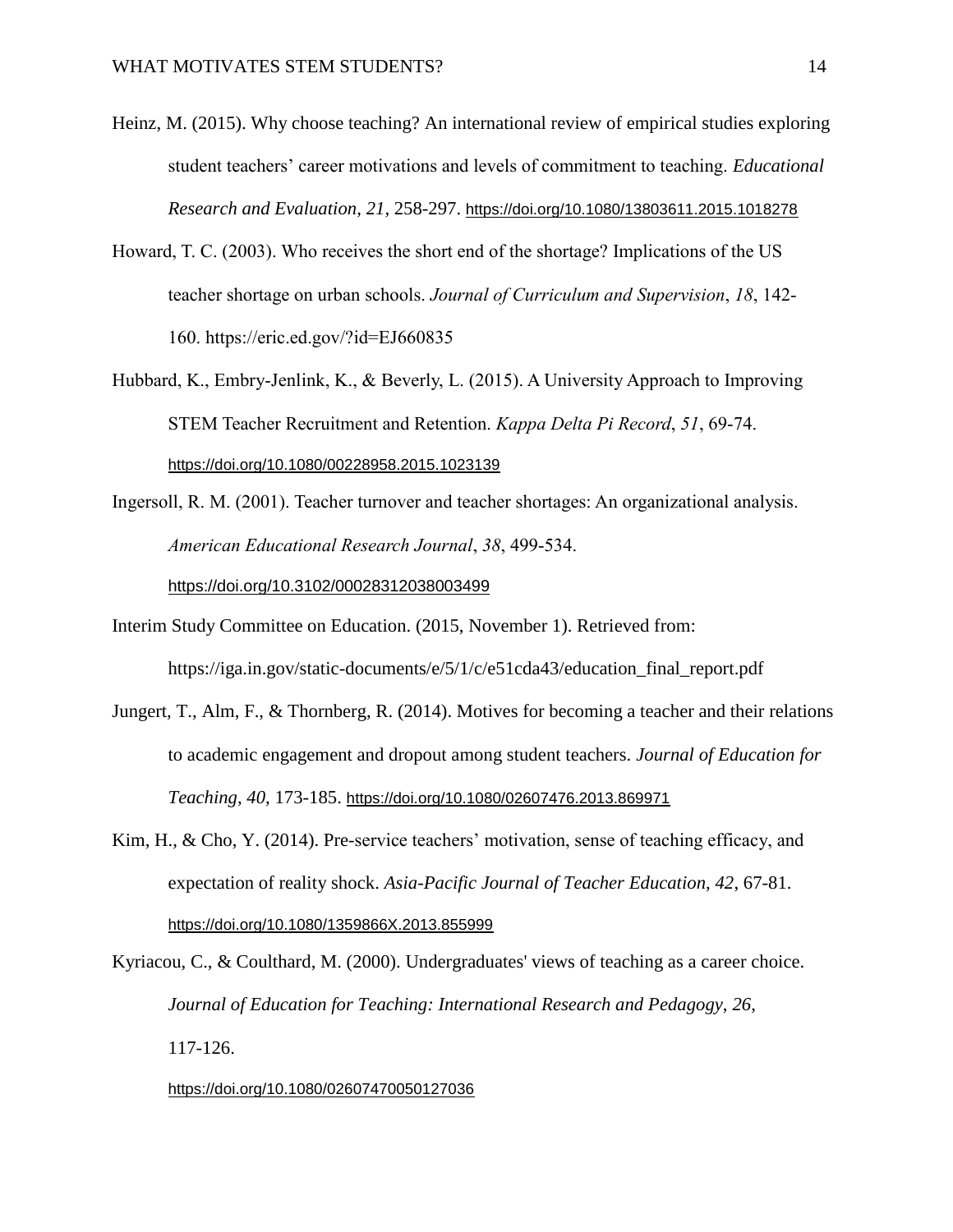Heinz, M. (2015). Why choose teaching? An international review of empirical studies exploring student teachers' career motivations and levels of commitment to teaching. *Educational Research and Evaluation*, *21*, 258-297. https://doi.org/10.1080/13803611.2015.1018278

Howard, T. C. (2003). Who receives the short end of the shortage? Implications of the US teacher shortage on urban schools. *Journal of Curriculum and Supervision*, *18*, 142-160. https://eric.ed.gov/?id=EJ660835

Hubbard, K., Embry-Jenlink, K., & Beverly, L. (2015). A University Approach to Improving STEM Teacher Recruitment and Retention. *Kappa Delta Pi Record*, *51*, 69-74. https://doi.org/10.1080/00228958.2015.1023139

Ingersoll, R. M. (2001). Teacher turnover and teacher shortages: An organizational analysis. *American Educational Research Journal*, *38*, 499-534. https://doi.org/10.3102/00028312038003499

Interim Study Committee on Education. (2015, November 1). Retrieved from: https://iga.in.gov/static-documents/e/5/1/c/e51cda43/education_final_report.pdf

Jungert, T., Alm, F., & Thornberg, R. (2014). Motives for becoming a teacher and their relations to academic engagement and dropout among student teachers. *Journal of Education for Teaching*, *40*, 173-185. https://doi.org/10.1080/02607476.2013.869971

Kim, H., & Cho, Y. (2014). Pre-service teachers' motivation, sense of teaching efficacy, and expectation of reality shock. *Asia-Pacific Journal of Teacher Education*, *42*, 67-81. https://doi.org/10.1080/1359866X.2013.855999

Kyriacou, C., & Coulthard, M. (2000). Undergraduates' views of teaching as a career choice. *Journal of Education for Teaching: International Research and Pedagogy*, *26*, 117-126. https://doi.org/10.1080/02607470050127036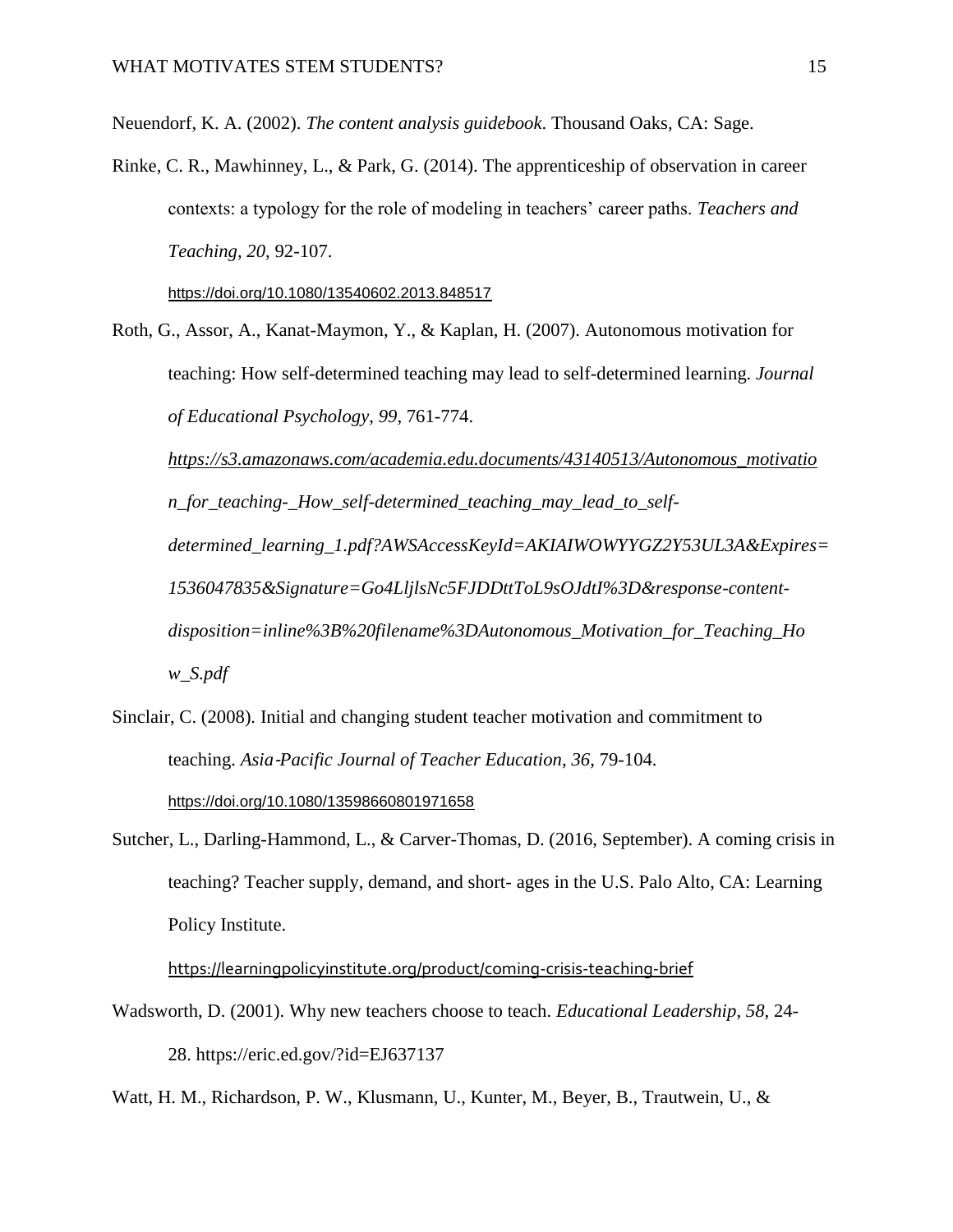Neuendorf, K. A. (2002). *The content analysis guidebook*. Thousand Oaks, CA: Sage.

Rinke, C. R., Mawhinney, L., & Park, G. (2014). The apprenticeship of observation in career contexts: a typology for the role of modeling in teachers' career paths. *Teachers and Teaching*, *20*, 92-107. https://doi.org/10.1080/13540602.2013.848517

Roth, G., Assor, A., Kanat-Maymon, Y., & Kaplan, H. (2007). Autonomous motivation for teaching: How self-determined teaching may lead to self-determined learning. *Journal of Educational Psychology*, *99*, 761-774. *https://s3.amazonaws.com/academia.edu.documents/43140513/Autonomous_motivation_for_teaching-_How_self-determined_teaching_may_lead_to_self-determined_learning_1.pdf?AWSAccessKeyId=AKIAIWOWYYGZ2Y53UL3A&Expires=1536047835&Signature=Go4LljlsNc5FJDDttToL9sOJdtI%3D&response-content-disposition=inline%3B%20filename%3DAutonomous_Motivation_for_Teaching_How_S.pdf*

Sinclair, C. (2008). Initial and changing student teacher motivation and commitment to teaching. *Asia‐Pacific Journal of Teacher Education*, *36*, 79-104. https://doi.org/10.1080/13598660801971658

Sutcher, L., Darling-Hammond, L., & Carver-Thomas, D. (2016, September). A coming crisis in teaching? Teacher supply, demand, and short- ages in the U.S. Palo Alto, CA: Learning Policy Institute.

https://learningpolicyinstitute.org/product/coming-crisis-teaching-brief

Wadsworth, D. (2001). Why new teachers choose to teach. *Educational Leadership*, *58*, 24-28. https://eric.ed.gov/?id=EJ637137

Watt, H. M., Richardson, P. W., Klusmann, U., Kunter, M., Beyer, B., Trautwein, U., &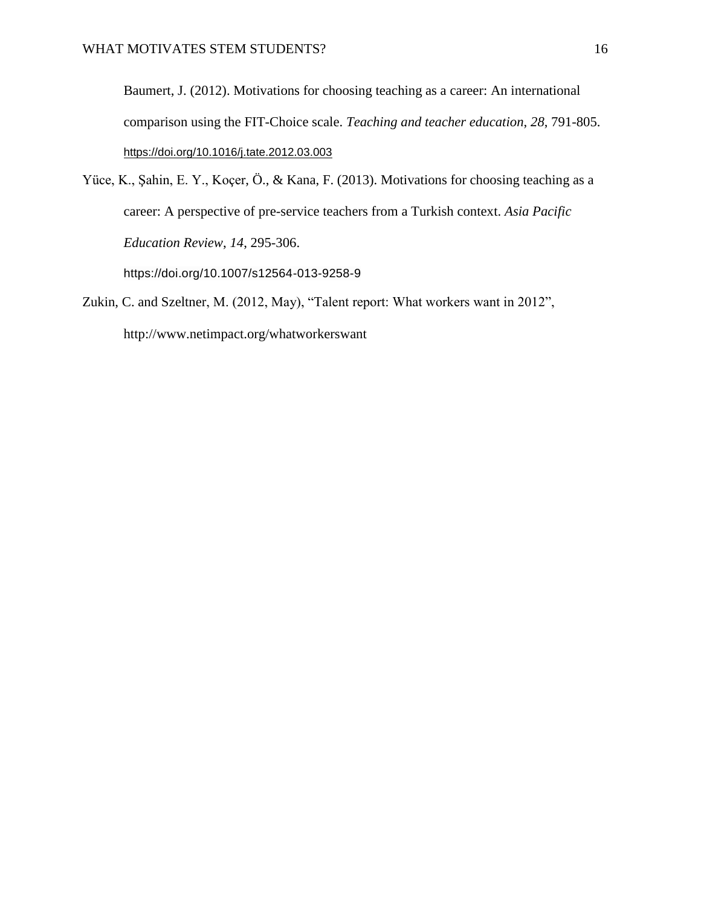Baumert, J. (2012). Motivations for choosing teaching as a career: An international comparison using the FIT-Choice scale. *Teaching and teacher education*, *28*, 791-805. https://doi.org/10.1016/j.tate.2012.03.003

Yüce, K., Şahin, E. Y., Koçer, Ö., & Kana, F. (2013). Motivations for choosing teaching as a career: A perspective of pre-service teachers from a Turkish context. *Asia Pacific Education Review*, *14*, 295-306. https://doi.org/10.1007/s12564-013-9258-9

Zukin, C. and Szeltner, M. (2012, May), "Talent report: What workers want in 2012", http://www.netimpact.org/whatworkerswant